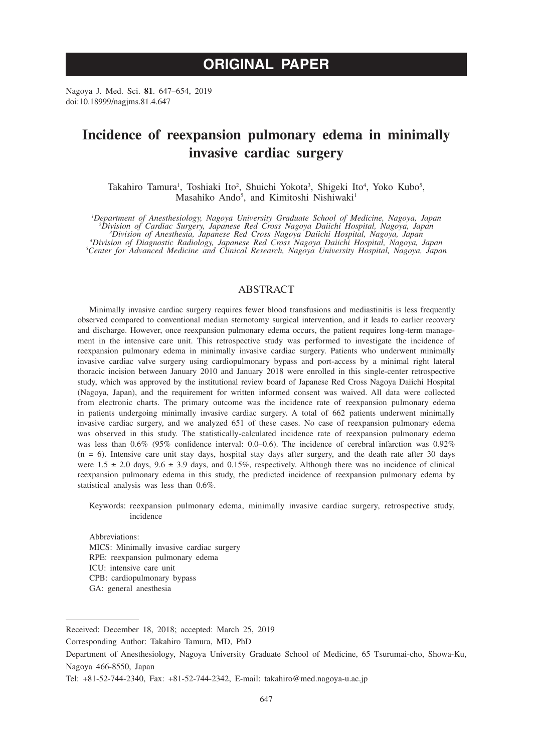# ORIGINAL PAPER

Nagoya J. Med. Sci. **81**. 647–654, 2019
doi:10.18999/nagjms.81.4.647

# Incidence of reexpansion pulmonary edema in minimally invasive cardiac surgery

Takahiro Tamura[1], Toshiaki Ito[2], Shuichi Yokota[3], Shigeki Ito[4], Yoko Kubo[5], Masahiko Ando[5], and Kimitoshi Nishiwaki[1]

*[1]Department of Anesthesiology, Nagoya University Graduate School of Medicine, Nagoya, Japan*
*[2]Division of Cardiac Surgery, Japanese Red Cross Nagoya Daiichi Hospital, Nagoya, Japan*
*[3]Division of Anesthesia, Japanese Red Cross Nagoya Daiichi Hospital, Nagoya, Japan*
*[4]Division of Diagnostic Radiology, Japanese Red Cross Nagoya Daiichi Hospital, Nagoya, Japan*
*[5]Center for Advanced Medicine and Clinical Research, Nagoya University Hospital, Nagoya, Japan*

## ABSTRACT

Minimally invasive cardiac surgery requires fewer blood transfusions and mediastinitis is less frequently observed compared to conventional median sternotomy surgical intervention, and it leads to earlier recovery and discharge. However, once reexpansion pulmonary edema occurs, the patient requires long-term management in the intensive care unit. This retrospective study was performed to investigate the incidence of reexpansion pulmonary edema in minimally invasive cardiac surgery. Patients who underwent minimally invasive cardiac valve surgery using cardiopulmonary bypass and port-access by a minimal right lateral thoracic incision between January 2010 and January 2018 were enrolled in this single-center retrospective study, which was approved by the institutional review board of Japanese Red Cross Nagoya Daiichi Hospital (Nagoya, Japan), and the requirement for written informed consent was waived. All data were collected from electronic charts. The primary outcome was the incidence rate of reexpansion pulmonary edema in patients undergoing minimally invasive cardiac surgery. A total of 662 patients underwent minimally invasive cardiac surgery, and we analyzed 651 of these cases. No case of reexpansion pulmonary edema was observed in this study. The statistically-calculated incidence rate of reexpansion pulmonary edema was less than 0.6% (95% confidence interval: 0.0–0.6). The incidence of cerebral infarction was 0.92% (n = 6). Intensive care unit stay days, hospital stay days after surgery, and the death rate after 30 days were 1.5 ± 2.0 days, 9.6 ± 3.9 days, and 0.15%, respectively. Although there was no incidence of clinical reexpansion pulmonary edema in this study, the predicted incidence of reexpansion pulmonary edema by statistical analysis was less than 0.6%.

Keywords: reexpansion pulmonary edema, minimally invasive cardiac surgery, retrospective study, incidence

Abbreviations:
MICS: Minimally invasive cardiac surgery
RPE: reexpansion pulmonary edema
ICU: intensive care unit
CPB: cardiopulmonary bypass
GA: general anesthesia

---

Received: December 18, 2018; accepted: March 25, 2019

Corresponding Author: Takahiro Tamura, MD, PhD

Department of Anesthesiology, Nagoya University Graduate School of Medicine, 65 Tsurumai-cho, Showa-Ku, Nagoya 466-8550, Japan

Tel: +81-52-744-2340, Fax: +81-52-744-2342, E-mail: takahiro@med.nagoya-u.ac.jp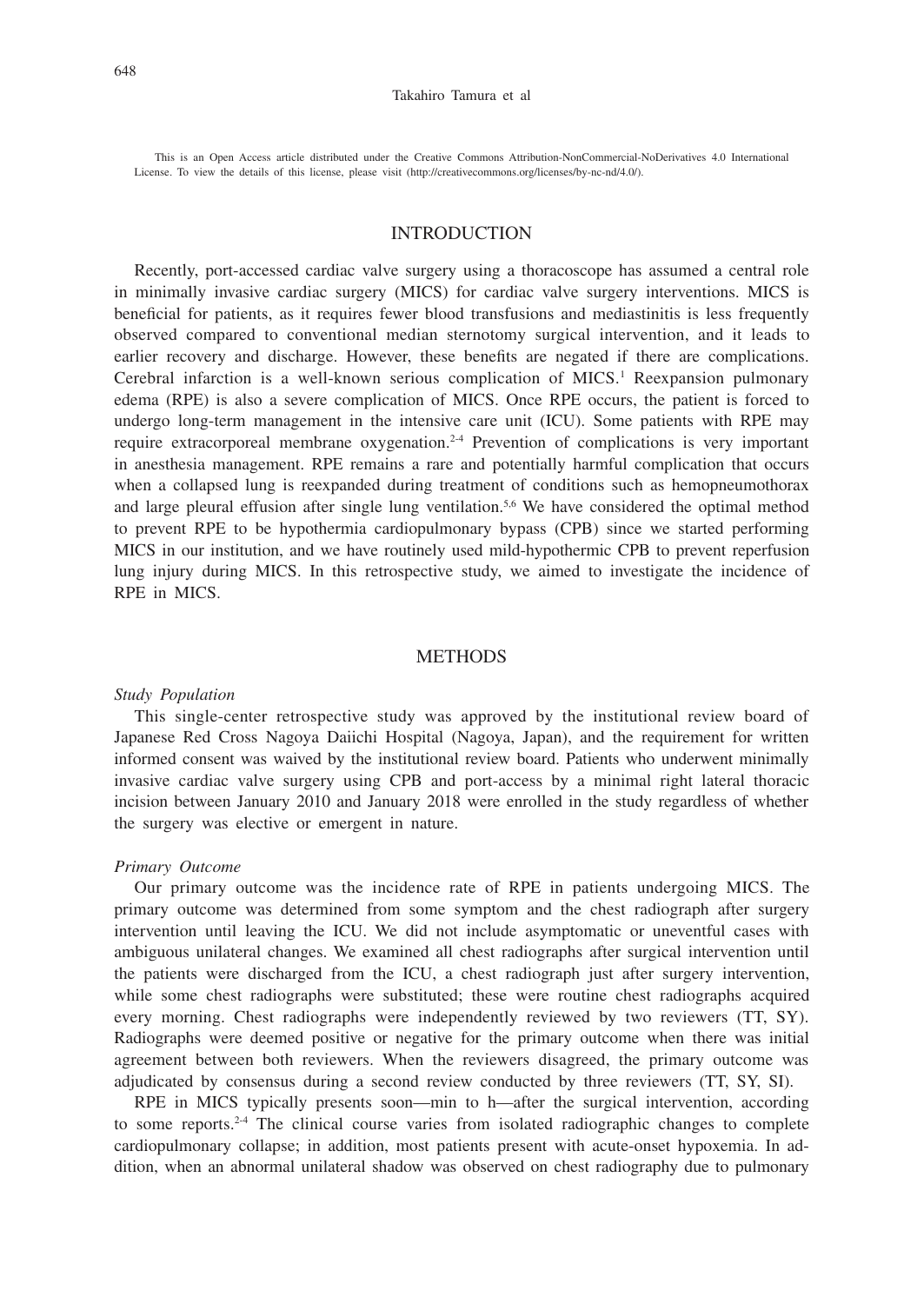This is an Open Access article distributed under the Creative Commons Attribution-NonCommercial-NoDerivatives 4.0 International License. To view the details of this license, please visit (http://creativecommons.org/licenses/by-nc-nd/4.0/).

## INTRODUCTION

Recently, port-accessed cardiac valve surgery using a thoracoscope has assumed a central role in minimally invasive cardiac surgery (MICS) for cardiac valve surgery interventions. MICS is beneficial for patients, as it requires fewer blood transfusions and mediastinitis is less frequently observed compared to conventional median sternotomy surgical intervention, and it leads to earlier recovery and discharge. However, these benefits are negated if there are complications. Cerebral infarction is a well-known serious complication of MICS.[1] Reexpansion pulmonary edema (RPE) is also a severe complication of MICS. Once RPE occurs, the patient is forced to undergo long-term management in the intensive care unit (ICU). Some patients with RPE may require extracorporeal membrane oxygenation.[2-4] Prevention of complications is very important in anesthesia management. RPE remains a rare and potentially harmful complication that occurs when a collapsed lung is reexpanded during treatment of conditions such as hemopneumothorax and large pleural effusion after single lung ventilation.[5,6] We have considered the optimal method to prevent RPE to be hypothermia cardiopulmonary bypass (CPB) since we started performing MICS in our institution, and we have routinely used mild-hypothermic CPB to prevent reperfusion lung injury during MICS. In this retrospective study, we aimed to investigate the incidence of RPE in MICS.

## METHODS

*Study Population*

This single-center retrospective study was approved by the institutional review board of Japanese Red Cross Nagoya Daiichi Hospital (Nagoya, Japan), and the requirement for written informed consent was waived by the institutional review board. Patients who underwent minimally invasive cardiac valve surgery using CPB and port-access by a minimal right lateral thoracic incision between January 2010 and January 2018 were enrolled in the study regardless of whether the surgery was elective or emergent in nature.

*Primary Outcome*

Our primary outcome was the incidence rate of RPE in patients undergoing MICS. The primary outcome was determined from some symptom and the chest radiograph after surgery intervention until leaving the ICU. We did not include asymptomatic or uneventful cases with ambiguous unilateral changes. We examined all chest radiographs after surgical intervention until the patients were discharged from the ICU, a chest radiograph just after surgery intervention, while some chest radiographs were substituted; these were routine chest radiographs acquired every morning. Chest radiographs were independently reviewed by two reviewers (TT, SY). Radiographs were deemed positive or negative for the primary outcome when there was initial agreement between both reviewers. When the reviewers disagreed, the primary outcome was adjudicated by consensus during a second review conducted by three reviewers (TT, SY, SI).

RPE in MICS typically presents soon—min to h—after the surgical intervention, according to some reports.[2-4] The clinical course varies from isolated radiographic changes to complete cardiopulmonary collapse; in addition, most patients present with acute-onset hypoxemia. In addition, when an abnormal unilateral shadow was observed on chest radiography due to pulmonary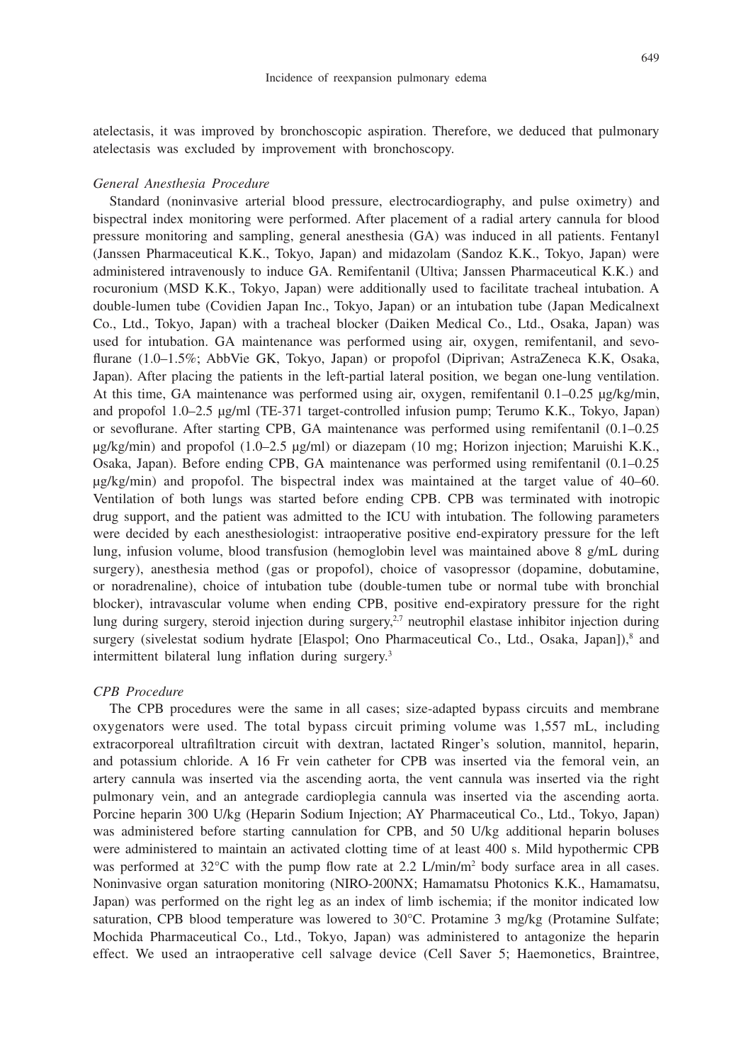atelectasis, it was improved by bronchoscopic aspiration. Therefore, we deduced that pulmonary atelectasis was excluded by improvement with bronchoscopy.

*General Anesthesia Procedure*

Standard (noninvasive arterial blood pressure, electrocardiography, and pulse oximetry) and bispectral index monitoring were performed. After placement of a radial artery cannula for blood pressure monitoring and sampling, general anesthesia (GA) was induced in all patients. Fentanyl (Janssen Pharmaceutical K.K., Tokyo, Japan) and midazolam (Sandoz K.K., Tokyo, Japan) were administered intravenously to induce GA. Remifentanil (Ultiva; Janssen Pharmaceutical K.K.) and rocuronium (MSD K.K., Tokyo, Japan) were additionally used to facilitate tracheal intubation. A double-lumen tube (Covidien Japan Inc., Tokyo, Japan) or an intubation tube (Japan Medicalnext Co., Ltd., Tokyo, Japan) with a tracheal blocker (Daiken Medical Co., Ltd., Osaka, Japan) was used for intubation. GA maintenance was performed using air, oxygen, remifentanil, and sevoflurane (1.0–1.5%; AbbVie GK, Tokyo, Japan) or propofol (Diprivan; AstraZeneca K.K, Osaka, Japan). After placing the patients in the left-partial lateral position, we began one-lung ventilation. At this time, GA maintenance was performed using air, oxygen, remifentanil 0.1–0.25 μg/kg/min, and propofol 1.0–2.5 μg/ml (TE-371 target-controlled infusion pump; Terumo K.K., Tokyo, Japan) or sevoflurane. After starting CPB, GA maintenance was performed using remifentanil (0.1–0.25 μg/kg/min) and propofol (1.0–2.5 μg/ml) or diazepam (10 mg; Horizon injection; Maruishi K.K., Osaka, Japan). Before ending CPB, GA maintenance was performed using remifentanil (0.1–0.25 μg/kg/min) and propofol. The bispectral index was maintained at the target value of 40–60. Ventilation of both lungs was started before ending CPB. CPB was terminated with inotropic drug support, and the patient was admitted to the ICU with intubation. The following parameters were decided by each anesthesiologist: intraoperative positive end-expiratory pressure for the left lung, infusion volume, blood transfusion (hemoglobin level was maintained above 8 g/mL during surgery), anesthesia method (gas or propofol), choice of vasopressor (dopamine, dobutamine, or noradrenaline), choice of intubation tube (double-tumen tube or normal tube with bronchial blocker), intravascular volume when ending CPB, positive end-expiratory pressure for the right lung during surgery, steroid injection during surgery,[2,7] neutrophil elastase inhibitor injection during surgery (sivelestat sodium hydrate [Elaspol; Ono Pharmaceutical Co., Ltd., Osaka, Japan]),[8] and intermittent bilateral lung inflation during surgery.[3]

*CPB Procedure*

The CPB procedures were the same in all cases; size-adapted bypass circuits and membrane oxygenators were used. The total bypass circuit priming volume was 1,557 mL, including extracorporeal ultrafiltration circuit with dextran, lactated Ringer's solution, mannitol, heparin, and potassium chloride. A 16 Fr vein catheter for CPB was inserted via the femoral vein, an artery cannula was inserted via the ascending aorta, the vent cannula was inserted via the right pulmonary vein, and an antegrade cardioplegia cannula was inserted via the ascending aorta. Porcine heparin 300 U/kg (Heparin Sodium Injection; AY Pharmaceutical Co., Ltd., Tokyo, Japan) was administered before starting cannulation for CPB, and 50 U/kg additional heparin boluses were administered to maintain an activated clotting time of at least 400 s. Mild hypothermic CPB was performed at 32°C with the pump flow rate at 2.2 L/min/m$^2$ body surface area in all cases. Noninvasive organ saturation monitoring (NIRO-200NX; Hamamatsu Photonics K.K., Hamamatsu, Japan) was performed on the right leg as an index of limb ischemia; if the monitor indicated low saturation, CPB blood temperature was lowered to 30°C. Protamine 3 mg/kg (Protamine Sulfate; Mochida Pharmaceutical Co., Ltd., Tokyo, Japan) was administered to antagonize the heparin effect. We used an intraoperative cell salvage device (Cell Saver 5; Haemonetics, Braintree,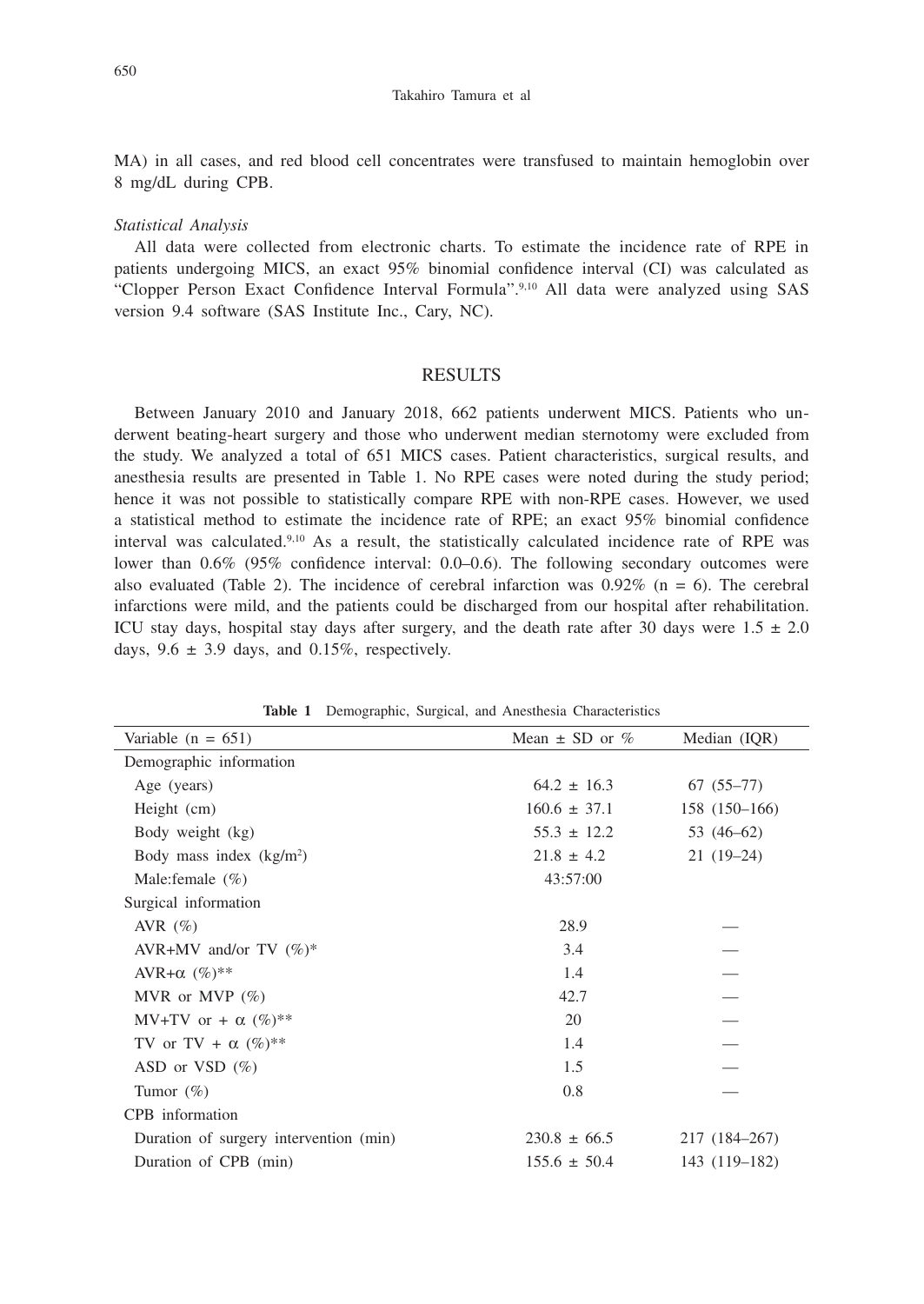MA) in all cases, and red blood cell concentrates were transfused to maintain hemoglobin over 8 mg/dL during CPB.

*Statistical Analysis*

All data were collected from electronic charts. To estimate the incidence rate of RPE in patients undergoing MICS, an exact 95% binomial confidence interval (CI) was calculated as "Clopper Person Exact Confidence Interval Formula".[9,10] All data were analyzed using SAS version 9.4 software (SAS Institute Inc., Cary, NC).

## RESULTS

Between January 2010 and January 2018, 662 patients underwent MICS. Patients who underwent beating-heart surgery and those who underwent median sternotomy were excluded from the study. We analyzed a total of 651 MICS cases. Patient characteristics, surgical results, and anesthesia results are presented in Table 1. No RPE cases were noted during the study period; hence it was not possible to statistically compare RPE with non-RPE cases. However, we used a statistical method to estimate the incidence rate of RPE; an exact 95% binomial confidence interval was calculated.[9,10] As a result, the statistically calculated incidence rate of RPE was lower than 0.6% (95% confidence interval: 0.0–0.6). The following secondary outcomes were also evaluated (Table 2). The incidence of cerebral infarction was 0.92% (n = 6). The cerebral infarctions were mild, and the patients could be discharged from our hospital after rehabilitation. ICU stay days, hospital stay days after surgery, and the death rate after 30 days were 1.5 ± 2.0 days, 9.6 ± 3.9 days, and 0.15%, respectively.

**Table 1** Demographic, Surgical, and Anesthesia Characteristics

| Variable (n = 651) | Mean ± SD or % | Median (IQR) |
|---|---|---|
| Demographic information | | |
| Age (years) | 64.2 ± 16.3 | 67 (55–77) |
| Height (cm) | 160.6 ± 37.1 | 158 (150–166) |
| Body weight (kg) | 55.3 ± 12.2 | 53 (46–62) |
| Body mass index (kg/m$^2$) | 21.8 ± 4.2 | 21 (19–24) |
| Male:female (%) | 43:57:00 | |
| Surgical information | | |
| AVR (%) | 28.9 | — |
| AVR+MV and/or TV (%)* | 3.4 | — |
| AVR+α (%)** | 1.4 | — |
| MVR or MVP (%) | 42.7 | — |
| MV+TV or + α (%)** | 20 | — |
| TV or TV + α (%)** | 1.4 | — |
| ASD or VSD (%) | 1.5 | — |
| Tumor (%) | 0.8 | — |
| CPB information | | |
| Duration of surgery intervention (min) | 230.8 ± 66.5 | 217 (184–267) |
| Duration of CPB (min) | 155.6 ± 50.4 | 143 (119–182) |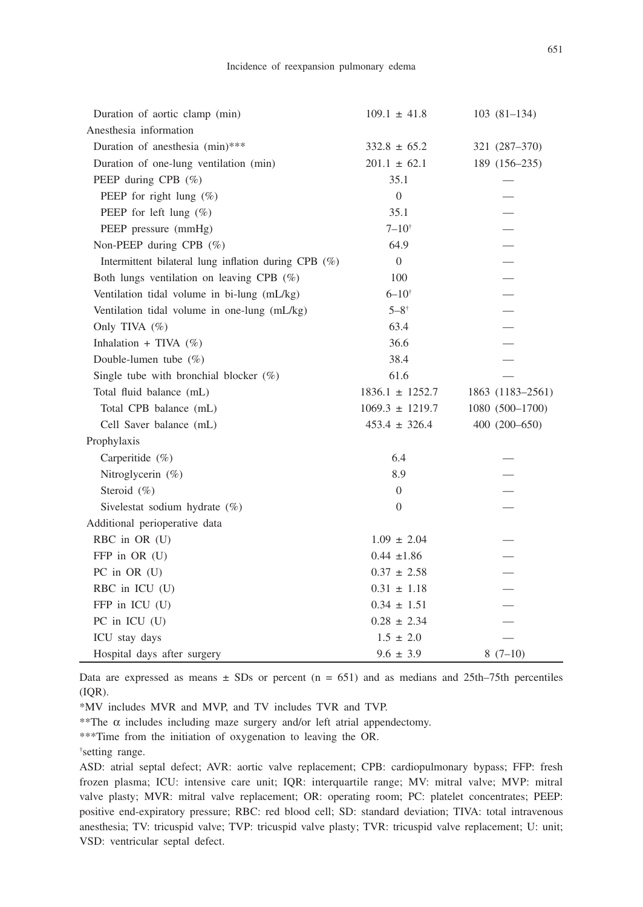| | | |
|---|---|---|
| Duration of aortic clamp (min) | 109.1 ± 41.8 | 103 (81–134) |
| Anesthesia information | | |
| Duration of anesthesia (min)*** | 332.8 ± 65.2 | 321 (287–370) |
| Duration of one-lung ventilation (min) | 201.1 ± 62.1 | 189 (156–235) |
| PEEP during CPB (%) | 35.1 | — |
| PEEP for right lung (%) | 0 | — |
| PEEP for left lung (%) | 35.1 | — |
| PEEP pressure (mmHg) | 7–10† | — |
| Non-PEEP during CPB (%) | 64.9 | — |
| Intermittent bilateral lung inflation during CPB (%) | 0 | — |
| Both lungs ventilation on leaving CPB (%) | 100 | — |
| Ventilation tidal volume in bi-lung (mL/kg) | 6–10† | — |
| Ventilation tidal volume in one-lung (mL/kg) | 5–8† | — |
| Only TIVA (%) | 63.4 | — |
| Inhalation + TIVA (%) | 36.6 | — |
| Double-lumen tube (%) | 38.4 | — |
| Single tube with bronchial blocker (%) | 61.6 | — |
| Total fluid balance (mL) | 1836.1 ± 1252.7 | 1863 (1183–2561) |
| Total CPB balance (mL) | 1069.3 ± 1219.7 | 1080 (500–1700) |
| Cell Saver balance (mL) | 453.4 ± 326.4 | 400 (200–650) |
| Prophylaxis | | |
| Carperitide (%) | 6.4 | — |
| Nitroglycerin (%) | 8.9 | — |
| Steroid (%) | 0 | — |
| Sivelestat sodium hydrate (%) | 0 | — |
| Additional perioperative data | | |
| RBC in OR (U) | 1.09 ± 2.04 | — |
| FFP in OR (U) | 0.44 ±1.86 | — |
| PC in OR (U) | 0.37 ± 2.58 | — |
| RBC in ICU (U) | 0.31 ± 1.18 | — |
| FFP in ICU (U) | 0.34 ± 1.51 | — |
| PC in ICU (U) | 0.28 ± 2.34 | — |
| ICU stay days | 1.5 ± 2.0 | — |
| Hospital days after surgery | 9.6 ± 3.9 | 8 (7–10) |

Data are expressed as means ± SDs or percent (n = 651) and as medians and 25th–75th percentiles (IQR).

*MV includes MVR and MVP, and TV includes TVR and TVP.

**The $\alpha$ includes including maze surgery and/or left atrial appendectomy.

***Time from the initiation of oxygenation to leaving the OR.

†setting range.

ASD: atrial septal defect; AVR: aortic valve replacement; CPB: cardiopulmonary bypass; FFP: fresh frozen plasma; ICU: intensive care unit; IQR: interquartile range; MV: mitral valve; MVP: mitral valve plasty; MVR: mitral valve replacement; OR: operating room; PC: platelet concentrates; PEEP: positive end-expiratory pressure; RBC: red blood cell; SD: standard deviation; TIVA: total intravenous anesthesia; TV: tricuspid valve; TVP: tricuspid valve plasty; TVR: tricuspid valve replacement; U: unit; VSD: ventricular septal defect.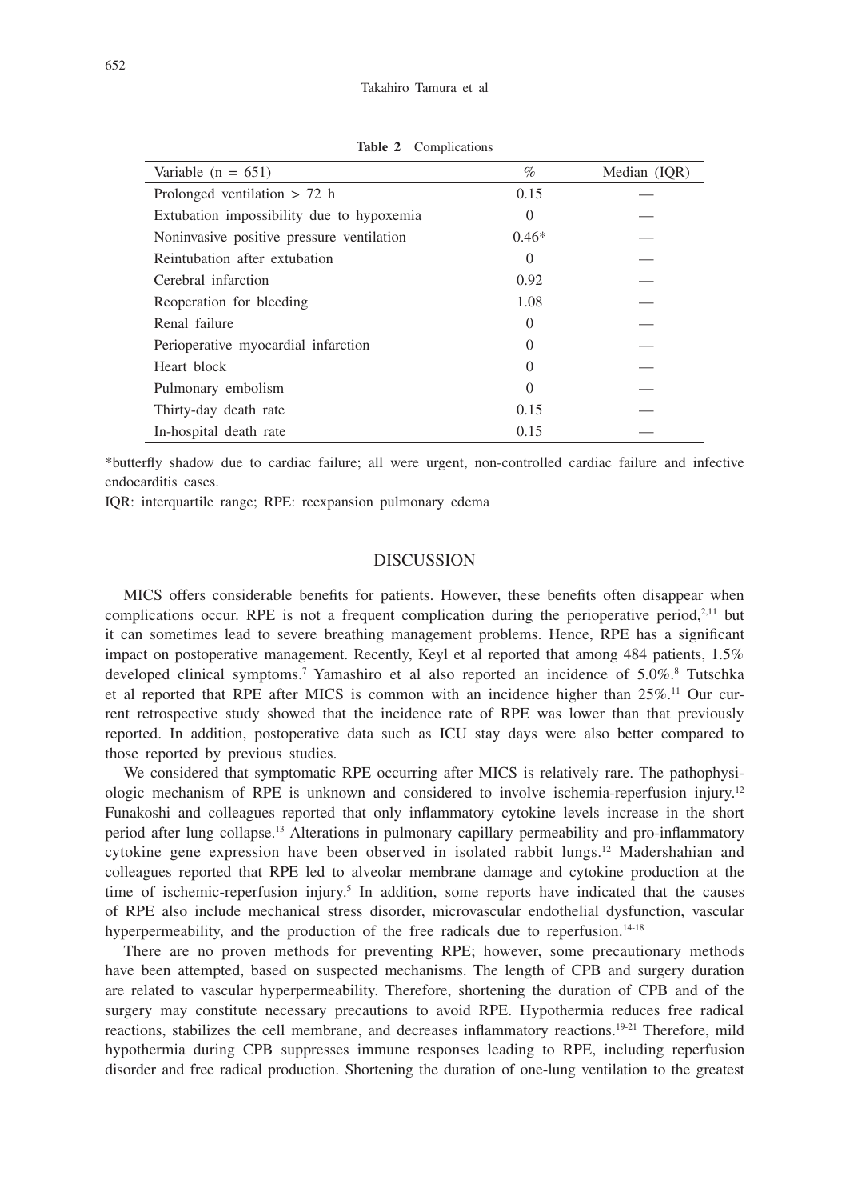**Table 2** Complications

| Variable (n = 651) | % | Median (IQR) |
|---|---|---|
| Prolonged ventilation > 72 h | 0.15 | — |
| Extubation impossibility due to hypoxemia | 0 | — |
| Noninvasive positive pressure ventilation | 0.46* | — |
| Reintubation after extubation | 0 | — |
| Cerebral infarction | 0.92 | — |
| Reoperation for bleeding | 1.08 | — |
| Renal failure | 0 | — |
| Perioperative myocardial infarction | 0 | — |
| Heart block | 0 | — |
| Pulmonary embolism | 0 | — |
| Thirty-day death rate | 0.15 | — |
| In-hospital death rate | 0.15 | — |

*butterfly shadow due to cardiac failure; all were urgent, non-controlled cardiac failure and infective endocarditis cases.

IQR: interquartile range; RPE: reexpansion pulmonary edema

## DISCUSSION

MICS offers considerable benefits for patients. However, these benefits often disappear when complications occur. RPE is not a frequent complication during the perioperative period,[2,11] but it can sometimes lead to severe breathing management problems. Hence, RPE has a significant impact on postoperative management. Recently, Keyl et al reported that among 484 patients, 1.5% developed clinical symptoms.[7] Yamashiro et al also reported an incidence of 5.0%.[8] Tutschka et al reported that RPE after MICS is common with an incidence higher than 25%.[11] Our current retrospective study showed that the incidence rate of RPE was lower than that previously reported. In addition, postoperative data such as ICU stay days were also better compared to those reported by previous studies.

We considered that symptomatic RPE occurring after MICS is relatively rare. The pathophysiologic mechanism of RPE is unknown and considered to involve ischemia-reperfusion injury.[12] Funakoshi and colleagues reported that only inflammatory cytokine levels increase in the short period after lung collapse.[13] Alterations in pulmonary capillary permeability and pro-inflammatory cytokine gene expression have been observed in isolated rabbit lungs.[12] Madershahian and colleagues reported that RPE led to alveolar membrane damage and cytokine production at the time of ischemic-reperfusion injury.[5] In addition, some reports have indicated that the causes of RPE also include mechanical stress disorder, microvascular endothelial dysfunction, vascular hyperpermeability, and the production of the free radicals due to reperfusion.[14-18]

There are no proven methods for preventing RPE; however, some precautionary methods have been attempted, based on suspected mechanisms. The length of CPB and surgery duration are related to vascular hyperpermeability. Therefore, shortening the duration of CPB and of the surgery may constitute necessary precautions to avoid RPE. Hypothermia reduces free radical reactions, stabilizes the cell membrane, and decreases inflammatory reactions.[19-21] Therefore, mild hypothermia during CPB suppresses immune responses leading to RPE, including reperfusion disorder and free radical production. Shortening the duration of one-lung ventilation to the greatest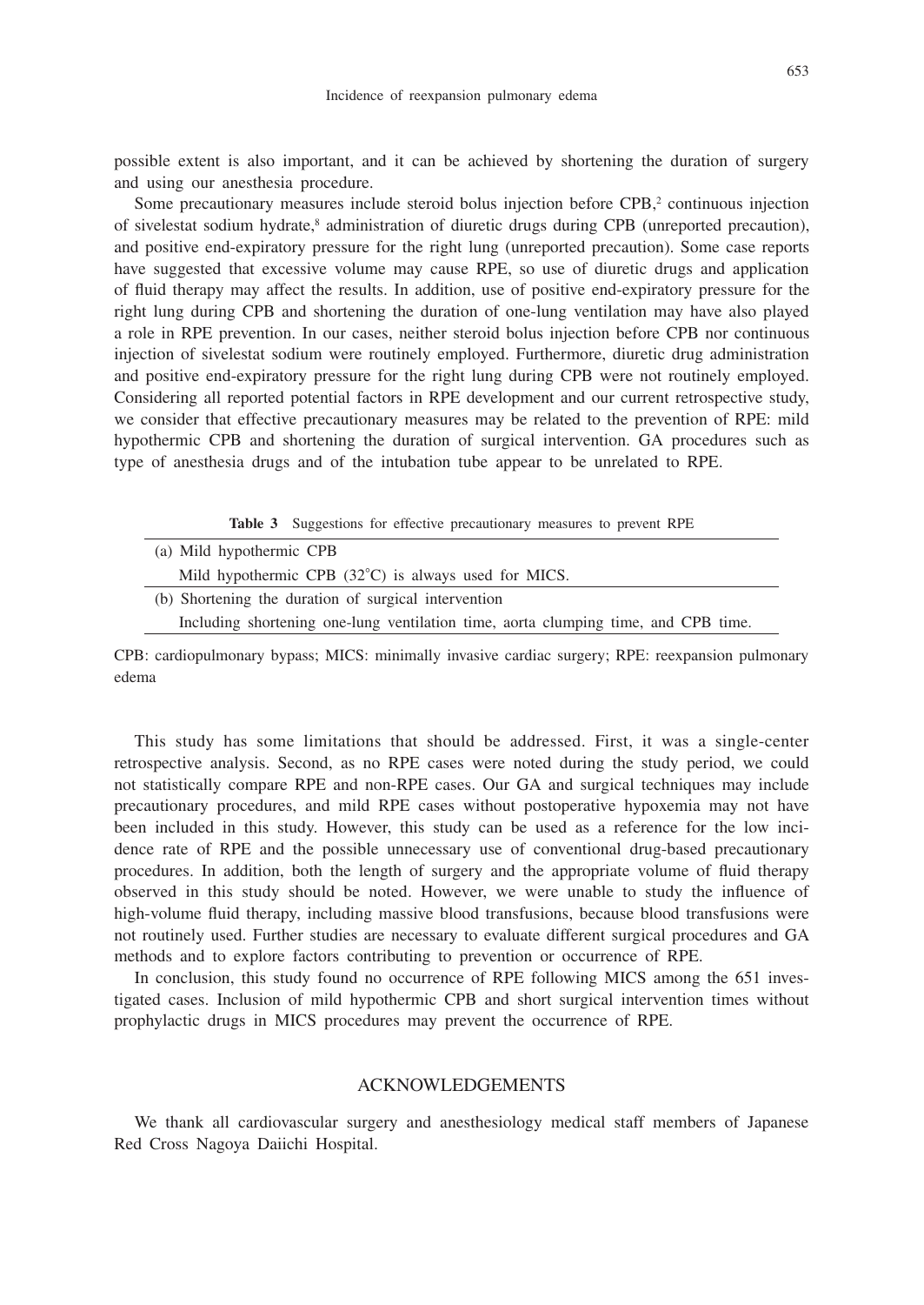possible extent is also important, and it can be achieved by shortening the duration of surgery and using our anesthesia procedure.

Some precautionary measures include steroid bolus injection before CPB,[2] continuous injection of sivelestat sodium hydrate,[8] administration of diuretic drugs during CPB (unreported precaution), and positive end-expiratory pressure for the right lung (unreported precaution). Some case reports have suggested that excessive volume may cause RPE, so use of diuretic drugs and application of fluid therapy may affect the results. In addition, use of positive end-expiratory pressure for the right lung during CPB and shortening the duration of one-lung ventilation may have also played a role in RPE prevention. In our cases, neither steroid bolus injection before CPB nor continuous injection of sivelestat sodium were routinely employed. Furthermore, diuretic drug administration and positive end-expiratory pressure for the right lung during CPB were not routinely employed. Considering all reported potential factors in RPE development and our current retrospective study, we consider that effective precautionary measures may be related to the prevention of RPE: mild hypothermic CPB and shortening the duration of surgical intervention. GA procedures such as type of anesthesia drugs and of the intubation tube appear to be unrelated to RPE.

**Table 3** Suggestions for effective precautionary measures to prevent RPE

| |
|---|
| (a) Mild hypothermic CPB |
| Mild hypothermic CPB (32°C) is always used for MICS. |
| (b) Shortening the duration of surgical intervention |
| Including shortening one-lung ventilation time, aorta clumping time, and CPB time. |

CPB: cardiopulmonary bypass; MICS: minimally invasive cardiac surgery; RPE: reexpansion pulmonary edema

This study has some limitations that should be addressed. First, it was a single-center retrospective analysis. Second, as no RPE cases were noted during the study period, we could not statistically compare RPE and non-RPE cases. Our GA and surgical techniques may include precautionary procedures, and mild RPE cases without postoperative hypoxemia may not have been included in this study. However, this study can be used as a reference for the low incidence rate of RPE and the possible unnecessary use of conventional drug-based precautionary procedures. In addition, both the length of surgery and the appropriate volume of fluid therapy observed in this study should be noted. However, we were unable to study the influence of high-volume fluid therapy, including massive blood transfusions, because blood transfusions were not routinely used. Further studies are necessary to evaluate different surgical procedures and GA methods and to explore factors contributing to prevention or occurrence of RPE.

In conclusion, this study found no occurrence of RPE following MICS among the 651 investigated cases. Inclusion of mild hypothermic CPB and short surgical intervention times without prophylactic drugs in MICS procedures may prevent the occurrence of RPE.

## ACKNOWLEDGEMENTS

We thank all cardiovascular surgery and anesthesiology medical staff members of Japanese Red Cross Nagoya Daiichi Hospital.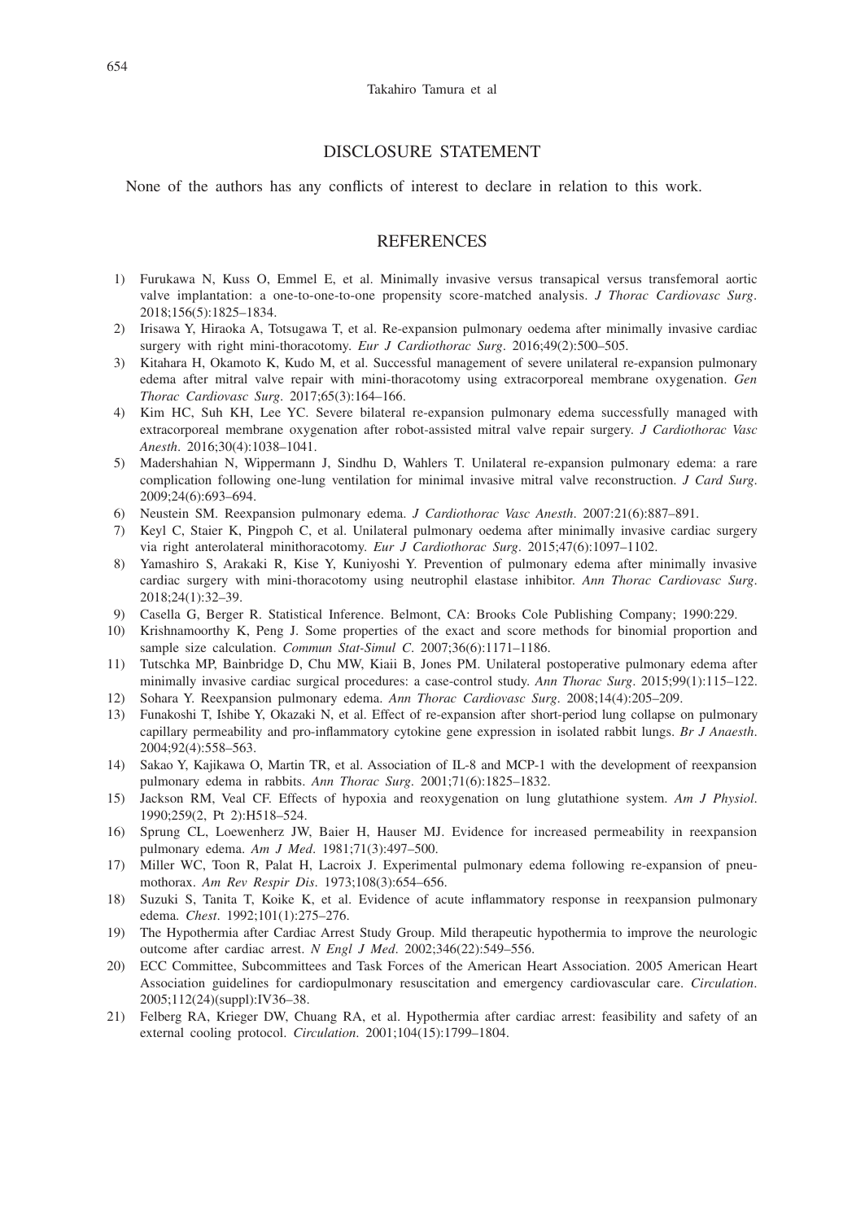## DISCLOSURE STATEMENT

None of the authors has any conflicts of interest to declare in relation to this work.

## REFERENCES

1) Furukawa N, Kuss O, Emmel E, et al. Minimally invasive versus transapical versus transfemoral aortic valve implantation: a one-to-one-to-one propensity score-matched analysis. *J Thorac Cardiovasc Surg*. 2018;156(5):1825–1834.
2) Irisawa Y, Hiraoka A, Totsugawa T, et al. Re-expansion pulmonary oedema after minimally invasive cardiac surgery with right mini-thoracotomy. *Eur J Cardiothorac Surg*. 2016;49(2):500–505.
3) Kitahara H, Okamoto K, Kudo M, et al. Successful management of severe unilateral re-expansion pulmonary edema after mitral valve repair with mini-thoracotomy using extracorporeal membrane oxygenation. *Gen Thorac Cardiovasc Surg*. 2017;65(3):164–166.
4) Kim HC, Suh KH, Lee YC. Severe bilateral re-expansion pulmonary edema successfully managed with extracorporeal membrane oxygenation after robot-assisted mitral valve repair surgery. *J Cardiothorac Vasc Anesth*. 2016;30(4):1038–1041.
5) Madershahian N, Wippermann J, Sindhu D, Wahlers T. Unilateral re-expansion pulmonary edema: a rare complication following one-lung ventilation for minimal invasive mitral valve reconstruction. *J Card Surg*. 2009;24(6):693–694.
6) Neustein SM. Reexpansion pulmonary edema. *J Cardiothorac Vasc Anesth*. 2007:21(6):887–891.
7) Keyl C, Staier K, Pingpoh C, et al. Unilateral pulmonary oedema after minimally invasive cardiac surgery via right anterolateral minithoracotomy. *Eur J Cardiothorac Surg*. 2015;47(6):1097–1102.
8) Yamashiro S, Arakaki R, Kise Y, Kuniyoshi Y. Prevention of pulmonary edema after minimally invasive cardiac surgery with mini-thoracotomy using neutrophil elastase inhibitor. *Ann Thorac Cardiovasc Surg*. 2018;24(1):32–39.
9) Casella G, Berger R. Statistical Inference. Belmont, CA: Brooks Cole Publishing Company; 1990:229.
10) Krishnamoorthy K, Peng J. Some properties of the exact and score methods for binomial proportion and sample size calculation. *Commun Stat-Simul C*. 2007;36(6):1171–1186.
11) Tutschka MP, Bainbridge D, Chu MW, Kiaii B, Jones PM. Unilateral postoperative pulmonary edema after minimally invasive cardiac surgical procedures: a case-control study. *Ann Thorac Surg*. 2015;99(1):115–122.
12) Sohara Y. Reexpansion pulmonary edema. *Ann Thorac Cardiovasc Surg*. 2008;14(4):205–209.
13) Funakoshi T, Ishibe Y, Okazaki N, et al. Effect of re-expansion after short-period lung collapse on pulmonary capillary permeability and pro-inflammatory cytokine gene expression in isolated rabbit lungs. *Br J Anaesth*. 2004;92(4):558–563.
14) Sakao Y, Kajikawa O, Martin TR, et al. Association of IL-8 and MCP-1 with the development of reexpansion pulmonary edema in rabbits. *Ann Thorac Surg*. 2001;71(6):1825–1832.
15) Jackson RM, Veal CF. Effects of hypoxia and reoxygenation on lung glutathione system. *Am J Physiol*. 1990;259(2, Pt 2):H518–524.
16) Sprung CL, Loewenherz JW, Baier H, Hauser MJ. Evidence for increased permeability in reexpansion pulmonary edema. *Am J Med*. 1981;71(3):497–500.
17) Miller WC, Toon R, Palat H, Lacroix J. Experimental pulmonary edema following re-expansion of pneumothorax. *Am Rev Respir Dis*. 1973;108(3):654–656.
18) Suzuki S, Tanita T, Koike K, et al. Evidence of acute inflammatory response in reexpansion pulmonary edema. *Chest*. 1992;101(1):275–276.
19) The Hypothermia after Cardiac Arrest Study Group. Mild therapeutic hypothermia to improve the neurologic outcome after cardiac arrest. *N Engl J Med*. 2002;346(22):549–556.
20) ECC Committee, Subcommittees and Task Forces of the American Heart Association. 2005 American Heart Association guidelines for cardiopulmonary resuscitation and emergency cardiovascular care. *Circulation*. 2005;112(24)(suppl):IV36–38.
21) Felberg RA, Krieger DW, Chuang RA, et al. Hypothermia after cardiac arrest: feasibility and safety of an external cooling protocol. *Circulation*. 2001;104(15):1799–1804.